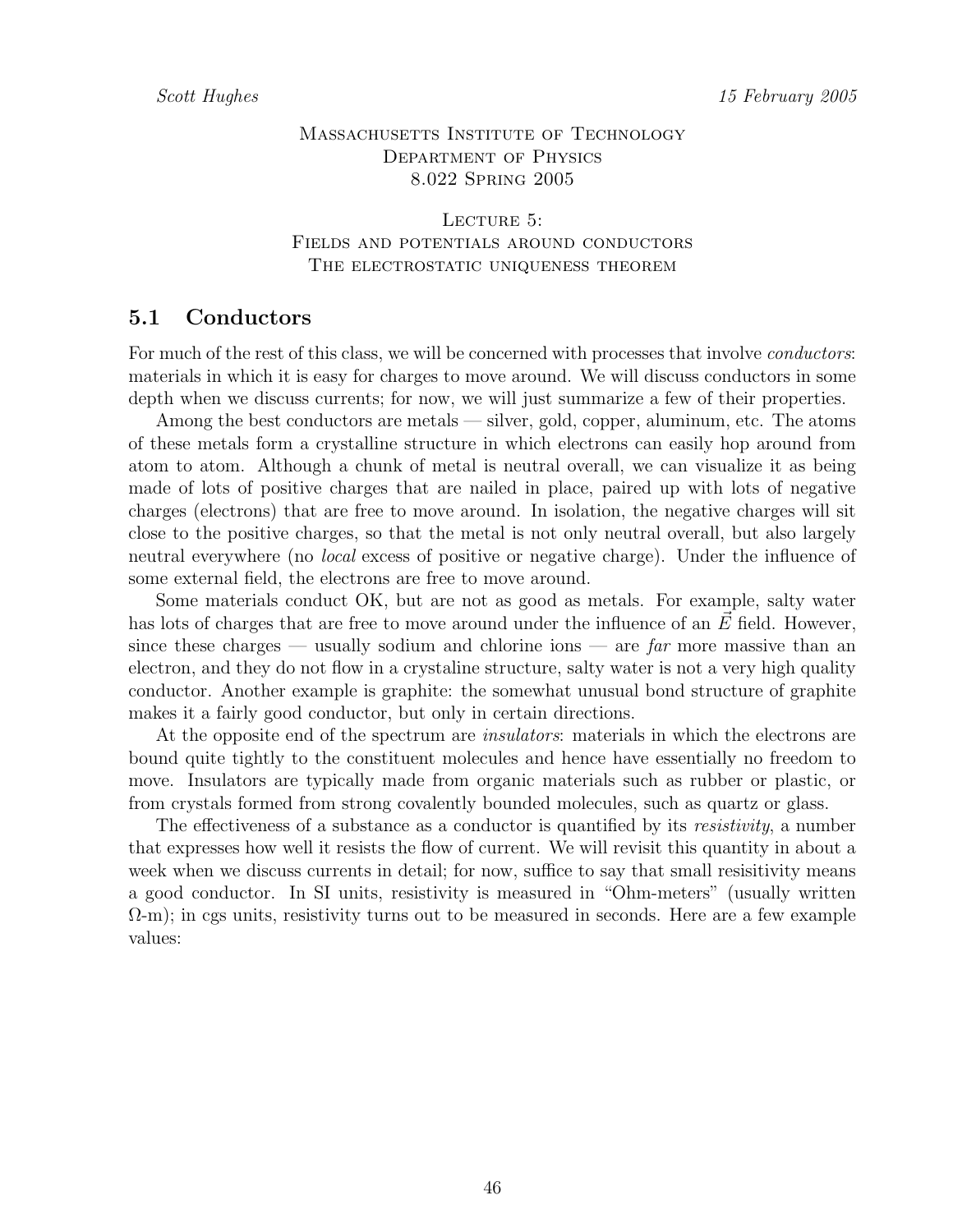Massachusetts Institute of Technology
Department of Physics
8.022 Spring 2005

Lecture 5:
Fields and potentials around conductors
The electrostatic uniqueness theorem

## 5.1 Conductors

For much of the rest of this class, we will be concerned with processes that involve *conductors*: materials in which it is easy for charges to move around. We will discuss conductors in some depth when we discuss currents; for now, we will just summarize a few of their properties.

Among the best conductors are metals — silver, gold, copper, aluminum, etc. The atoms of these metals form a crystalline structure in which electrons can easily hop around from atom to atom. Although a chunk of metal is neutral overall, we can visualize it as being made of lots of positive charges that are nailed in place, paired up with lots of negative charges (electrons) that are free to move around. In isolation, the negative charges will sit close to the positive charges, so that the metal is not only neutral overall, but also largely neutral everywhere (no *local* excess of positive or negative charge). Under the influence of some external field, the electrons are free to move around.

Some materials conduct OK, but are not as good as metals. For example, salty water has lots of charges that are free to move around under the influence of an $\vec{E}$ field. However, since these charges — usually sodium and chlorine ions — are *far* more massive than an electron, and they do not flow in a crystaline structure, salty water is not a very high quality conductor. Another example is graphite: the somewhat unusual bond structure of graphite makes it a fairly good conductor, but only in certain directions.

At the opposite end of the spectrum are *insulators*: materials in which the electrons are bound quite tightly to the constituent molecules and hence have essentially no freedom to move. Insulators are typically made from organic materials such as rubber or plastic, or from crystals formed from strong covalently bounded molecules, such as quartz or glass.

The effectiveness of a substance as a conductor is quantified by its *resistivity*, a number that expresses how well it resists the flow of current. We will revisit this quantity in about a week when we discuss currents in detail; for now, suffice to say that small resisitivity means a good conductor. In SI units, resistivity is measured in "Ohm-meters" (usually written $\Omega$-m); in cgs units, resistivity turns out to be measured in seconds. Here are a few example values: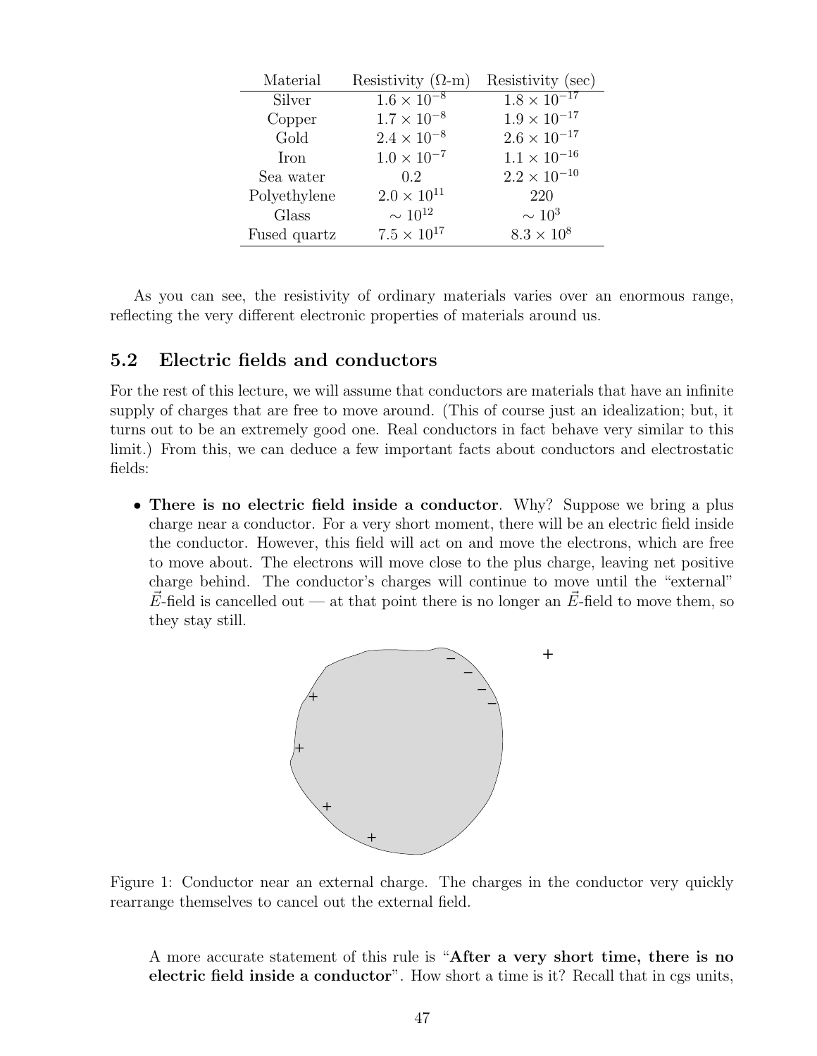| Material | Resistivity ($\Omega$-m) | Resistivity (sec) |
|---|---|---|
| Silver | $1.6 \times 10^{-8}$ | $1.8 \times 10^{-17}$ |
| Copper | $1.7 \times 10^{-8}$ | $1.9 \times 10^{-17}$ |
| Gold | $2.4 \times 10^{-8}$ | $2.6 \times 10^{-17}$ |
| Iron | $1.0 \times 10^{-7}$ | $1.1 \times 10^{-16}$ |
| Sea water | 0.2 | $2.2 \times 10^{-10}$ |
| Polyethylene | $2.0 \times 10^{11}$ | 220 |
| Glass | $\sim 10^{12}$ | $\sim 10^{3}$ |
| Fused quartz | $7.5 \times 10^{17}$ | $8.3 \times 10^{8}$ |

As you can see, the resistivity of ordinary materials varies over an enormous range, reflecting the very different electronic properties of materials around us.

## 5.2 Electric fields and conductors

For the rest of this lecture, we will assume that conductors are materials that have an infinite supply of charges that are free to move around. (This of course just an idealization; but, it turns out to be an extremely good one. Real conductors in fact behave very similar to this limit.) From this, we can deduce a few important facts about conductors and electrostatic fields:

- **There is no electric field inside a conductor**. Why? Suppose we bring a plus charge near a conductor. For a very short moment, there will be an electric field inside the conductor. However, this field will act on and move the electrons, which are free to move about. The electrons will move close to the plus charge, leaving net positive charge behind. The conductor's charges will continue to move until the "external" $\vec{E}$-field is cancelled out — at that point there is no longer an $\vec{E}$-field to move them, so they stay still.

Figure 1: Conductor near an external charge. The charges in the conductor very quickly rearrange themselves to cancel out the external field.

A more accurate statement of this rule is "**After a very short time, there is no electric field inside a conductor**". How short a time is it? Recall that in cgs units,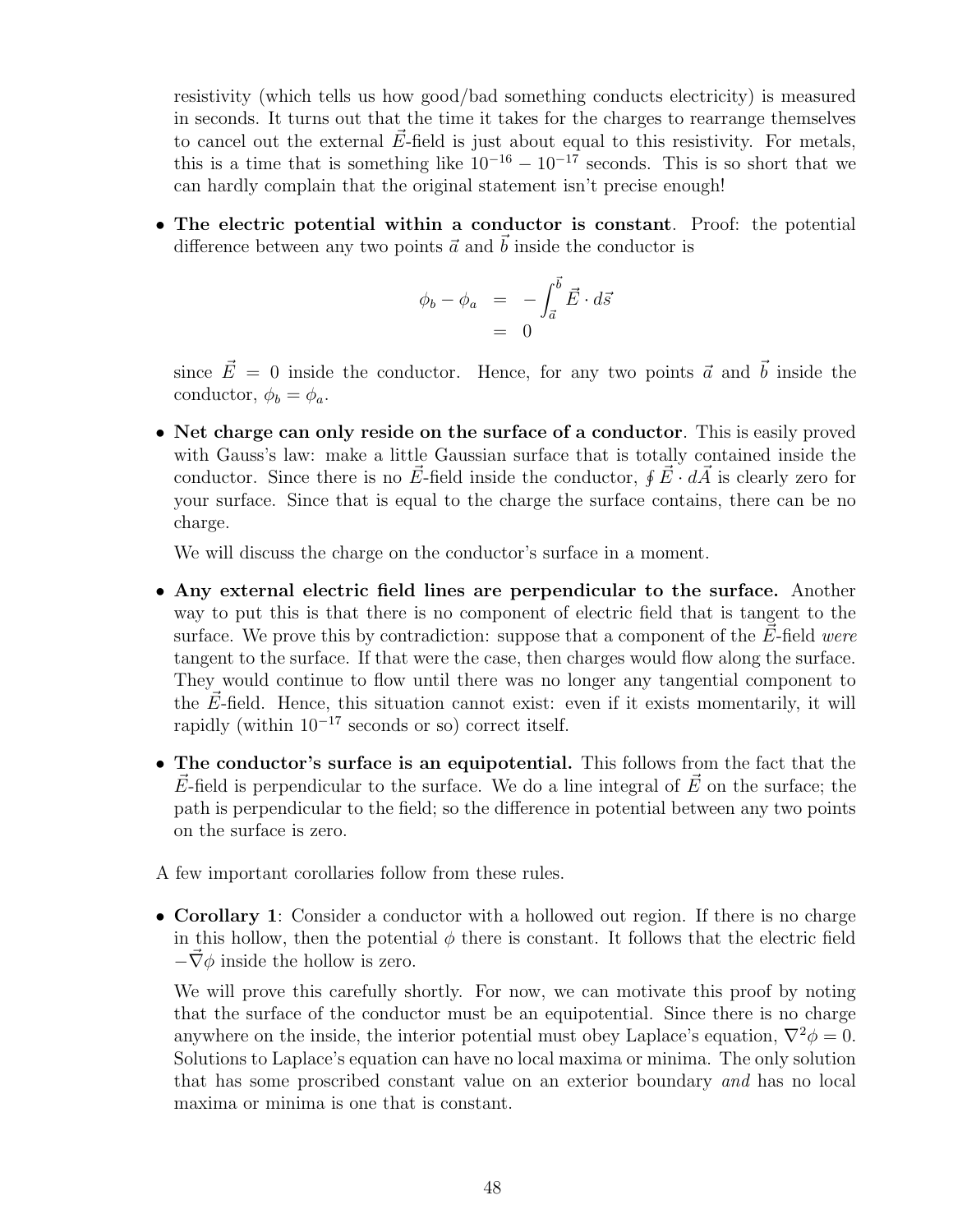resistivity (which tells us how good/bad something conducts electricity) is measured in seconds. It turns out that the time it takes for the charges to rearrange themselves to cancel out the external $\vec{E}$-field is just about equal to this resistivity. For metals, this is a time that is something like $10^{-16} - 10^{-17}$ seconds. This is so short that we can hardly complain that the original statement isn't precise enough!

- **The electric potential within a conductor is constant**. Proof: the potential difference between any two points $\vec{a}$ and $\vec{b}$ inside the conductor is

$$
\begin{aligned}
\phi_b - \phi_a &= -\int_{\vec{a}}^{\vec{b}} \vec{E} \cdot d\vec{s} \\
&= 0
\end{aligned}
$$

  since $\vec{E} = 0$ inside the conductor. Hence, for any two points $\vec{a}$ and $\vec{b}$ inside the conductor, $\phi_b = \phi_a$.

- **Net charge can only reside on the surface of a conductor**. This is easily proved with Gauss's law: make a little Gaussian surface that is totally contained inside the conductor. Since there is no $\vec{E}$-field inside the conductor, $\oint \vec{E} \cdot d\vec{A}$ is clearly zero for your surface. Since that is equal to the charge the surface contains, there can be no charge.

  We will discuss the charge on the conductor's surface in a moment.

- **Any external electric field lines are perpendicular to the surface.** Another way to put this is that there is no component of electric field that is tangent to the surface. We prove this by contradiction: suppose that a component of the $\vec{E}$-field *were* tangent to the surface. If that were the case, then charges would flow along the surface. They would continue to flow until there was no longer any tangential component to the $\vec{E}$-field. Hence, this situation cannot exist: even if it exists momentarily, it will rapidly (within $10^{-17}$ seconds or so) correct itself.

- **The conductor's surface is an equipotential.** This follows from the fact that the $\vec{E}$-field is perpendicular to the surface. We do a line integral of $\vec{E}$ on the surface; the path is perpendicular to the field; so the difference in potential between any two points on the surface is zero.

A few important corollaries follow from these rules.

- **Corollary 1**: Consider a conductor with a hollowed out region. If there is no charge in this hollow, then the potential $\phi$ there is constant. It follows that the electric field $-\vec{\nabla}\phi$ inside the hollow is zero.

  We will prove this carefully shortly. For now, we can motivate this proof by noting that the surface of the conductor must be an equipotential. Since there is no charge anywhere on the inside, the interior potential must obey Laplace's equation, $\nabla^2\phi = 0$. Solutions to Laplace's equation can have no local maxima or minima. The only solution that has some proscribed constant value on an exterior boundary *and* has no local maxima or minima is one that is constant.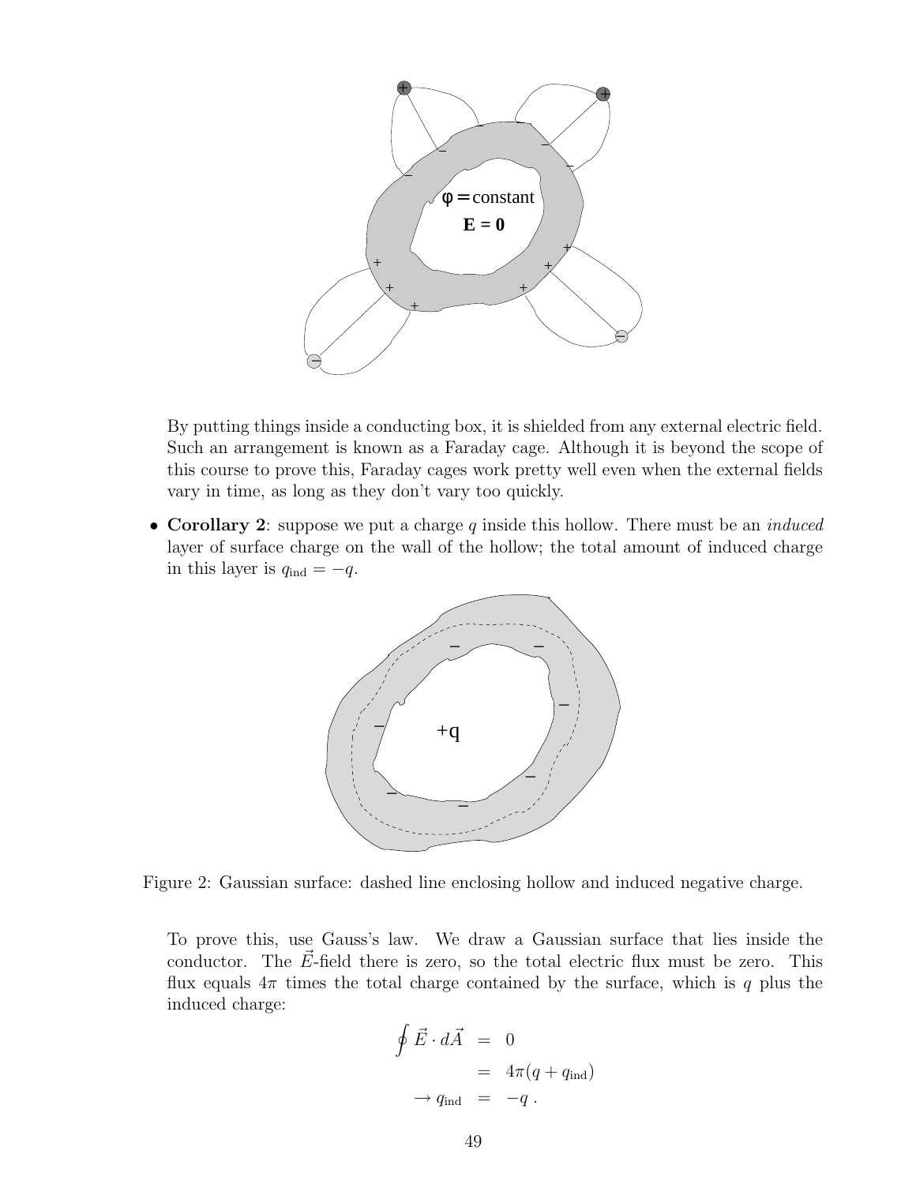By putting things inside a conducting box, it is shielded from any external electric field. Such an arrangement is known as a Faraday cage. Although it is beyond the scope of this course to prove this, Faraday cages work pretty well even when the external fields vary in time, as long as they don't vary too quickly.

- **Corollary 2**: suppose we put a charge $q$ inside this hollow. There must be an *induced* layer of surface charge on the wall of the hollow; the total amount of induced charge in this layer is $q_{\rm ind} = -q$.

Figure 2: Gaussian surface: dashed line enclosing hollow and induced negative charge.

To prove this, use Gauss's law. We draw a Gaussian surface that lies inside the conductor. The $\vec{E}$-field there is zero, so the total electric flux must be zero. This flux equals $4\pi$ times the total charge contained by the surface, which is $q$ plus the induced charge:

$$
\begin{aligned}
\oint \vec{E} \cdot d\vec{A} &= 0 \\
&= 4\pi(q + q_{\rm ind}) \\
\rightarrow q_{\rm ind} &= -q\ .
\end{aligned}
$$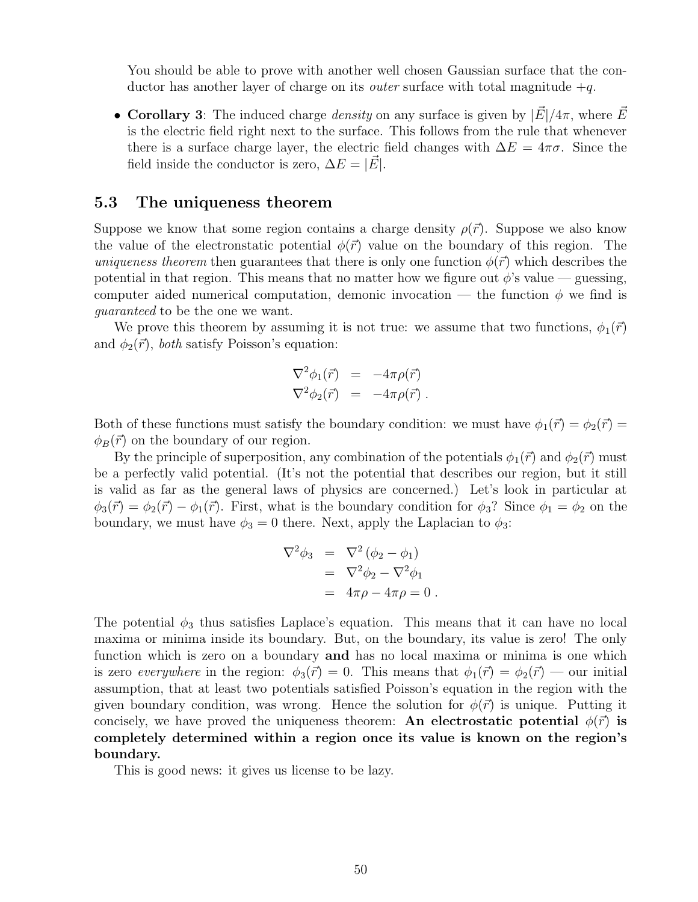You should be able to prove with another well chosen Gaussian surface that the conductor has another layer of charge on its *outer* surface with total magnitude $+q$.

- **Corollary 3**: The induced charge *density* on any surface is given by $|\vec{E}|/4\pi$, where $\vec{E}$ is the electric field right next to the surface. This follows from the rule that whenever there is a surface charge layer, the electric field changes with $\Delta E = 4\pi\sigma$. Since the field inside the conductor is zero, $\Delta E = |\vec{E}|$.

## 5.3 The uniqueness theorem

Suppose we know that some region contains a charge density $\rho(\vec{r})$. Suppose we also know the value of the electronstatic potential $\phi(\vec{r})$ value on the boundary of this region. The *uniqueness theorem* then guarantees that there is only one function $\phi(\vec{r})$ which describes the potential in that region. This means that no matter how we figure out $\phi$'s value — guessing, computer aided numerical computation, demonic invocation — the function $\phi$ we find is *guaranteed* to be the one we want.

We prove this theorem by assuming it is not true: we assume that two functions, $\phi_1(\vec{r})$ and $\phi_2(\vec{r})$, *both* satisfy Poisson's equation:

$$
\begin{aligned}
\nabla^2\phi_1(\vec{r}) &= -4\pi\rho(\vec{r}) \\
\nabla^2\phi_2(\vec{r}) &= -4\pi\rho(\vec{r}) \, .
\end{aligned}
$$

Both of these functions must satisfy the boundary condition: we must have $\phi_1(\vec{r}) = \phi_2(\vec{r}) = \phi_B(\vec{r})$ on the boundary of our region.

By the principle of superposition, any combination of the potentials $\phi_1(\vec{r})$ and $\phi_2(\vec{r})$ must be a perfectly valid potential. (It's not the potential that describes our region, but it still is valid as far as the general laws of physics are concerned.) Let's look in particular at $\phi_3(\vec{r}) = \phi_2(\vec{r}) - \phi_1(\vec{r})$. First, what is the boundary condition for $\phi_3$? Since $\phi_1 = \phi_2$ on the boundary, we must have $\phi_3 = 0$ there. Next, apply the Laplacian to $\phi_3$:

$$
\begin{aligned}
\nabla^2\phi_3 &= \nabla^2\left(\phi_2 - \phi_1\right) \\
&= \nabla^2\phi_2 - \nabla^2\phi_1 \\
&= 4\pi\rho - 4\pi\rho = 0 \, .
\end{aligned}
$$

The potential $\phi_3$ thus satisfies Laplace's equation. This means that it can have no local maxima or minima inside its boundary. But, on the boundary, its value is zero! The only function which is zero on a boundary **and** has no local maxima or minima is one which is zero *everywhere* in the region: $\phi_3(\vec{r}) = 0$. This means that $\phi_1(\vec{r}) = \phi_2(\vec{r})$ — our initial assumption, that at least two potentials satisfied Poisson's equation in the region with the given boundary condition, was wrong. Hence the solution for $\phi(\vec{r})$ is unique. Putting it concisely, we have proved the uniqueness theorem: **An electrostatic potential $\phi(\vec{r})$ is completely determined within a region once its value is known on the region's boundary.**

This is good news: it gives us license to be lazy.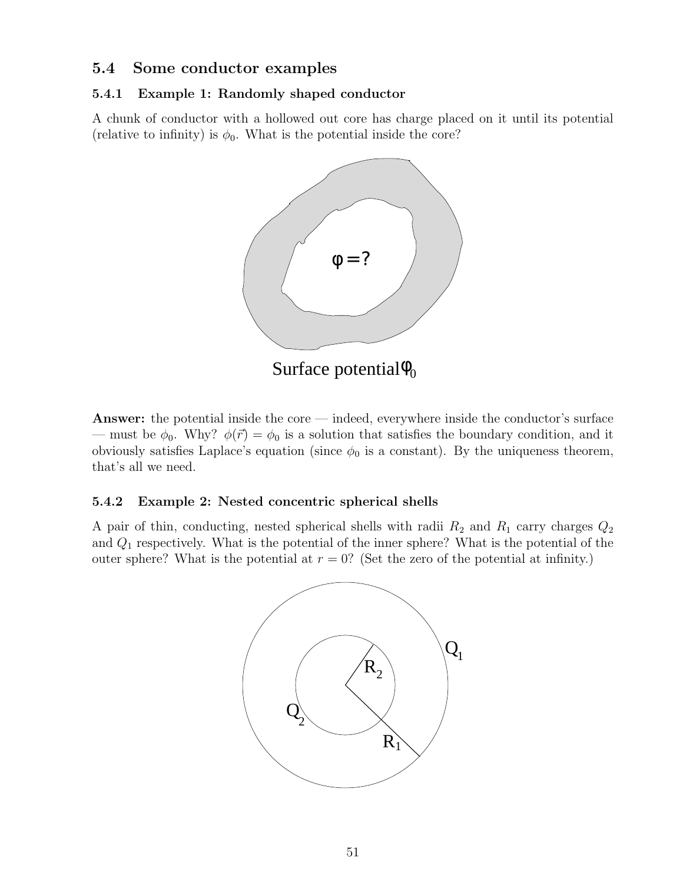## 5.4 Some conductor examples

### 5.4.1 Example 1: Randomly shaped conductor

A chunk of conductor with a hollowed out core has charge placed on it until its potential (relative to infinity) is $\phi_0$. What is the potential inside the core?

**Answer:** the potential inside the core — indeed, everywhere inside the conductor's surface — must be $\phi_0$. Why? $\phi(\vec{r}) = \phi_0$ is a solution that satisfies the boundary condition, and it obviously satisfies Laplace's equation (since $\phi_0$ is a constant). By the uniqueness theorem, that's all we need.

### 5.4.2 Example 2: Nested concentric spherical shells

A pair of thin, conducting, nested spherical shells with radii $R_2$ and $R_1$ carry charges $Q_2$ and $Q_1$ respectively. What is the potential of the inner sphere? What is the potential of the outer sphere? What is the potential at $r = 0$? (Set the zero of the potential at infinity.)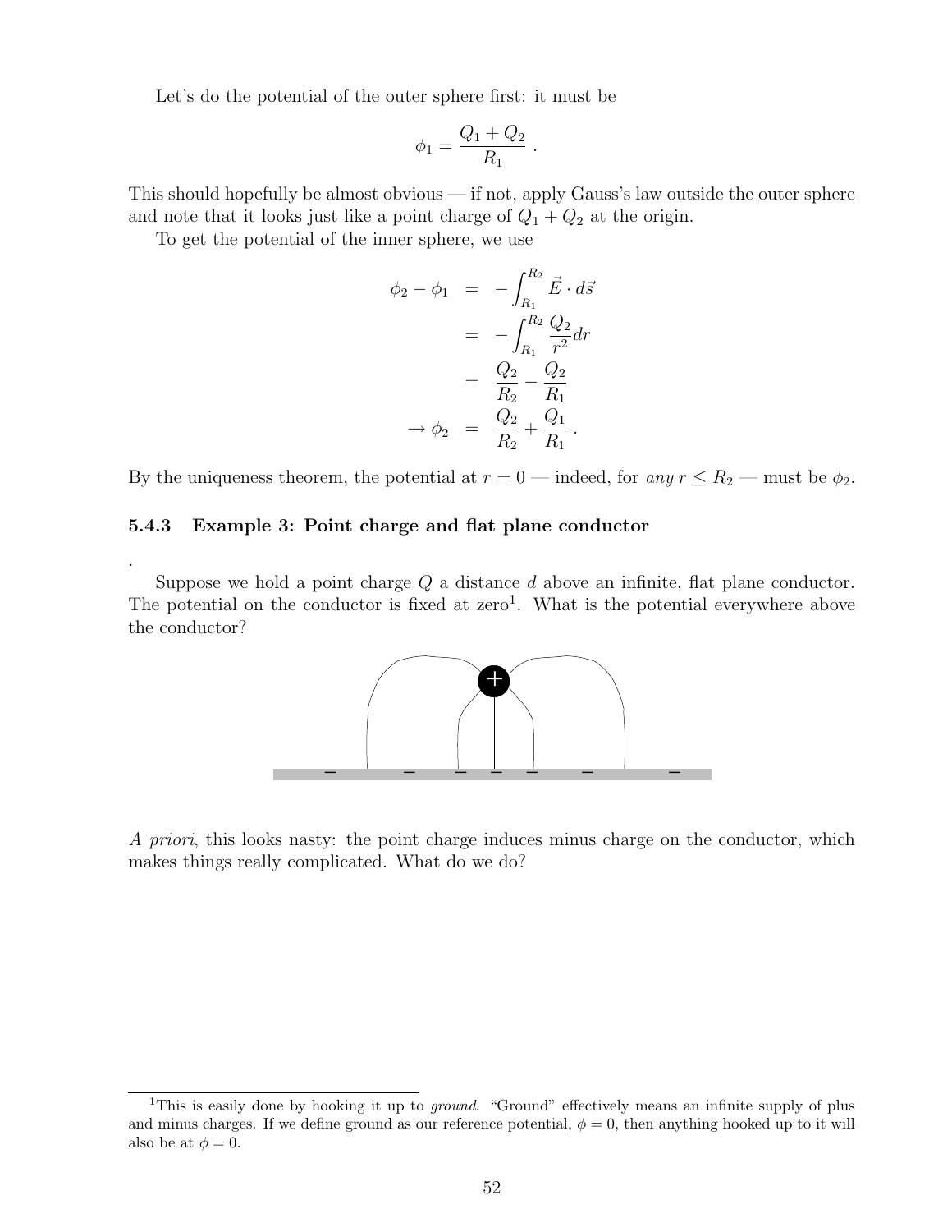Let's do the potential of the outer sphere first: it must be

$$\phi_1 = \frac{Q_1 + Q_2}{R_1} \; .$$

This should hopefully be almost obvious — if not, apply Gauss's law outside the outer sphere and note that it looks just like a point charge of $Q_1 + Q_2$ at the origin.

To get the potential of the inner sphere, we use

$$\begin{aligned}
\phi_2 - \phi_1 &= -\int_{R_1}^{R_2} \vec{E} \cdot d\vec{s} \\
&= -\int_{R_1}^{R_2} \frac{Q_2}{r^2} dr \\
&= \frac{Q_2}{R_2} - \frac{Q_2}{R_1} \\
\rightarrow \phi_2 &= \frac{Q_2}{R_2} + \frac{Q_1}{R_1} \; .
\end{aligned}$$

By the uniqueness theorem, the potential at $r = 0$ — indeed, for *any* $r \leq R_2$ — must be $\phi_2$.

### 5.4.3 Example 3: Point charge and flat plane conductor

.

Suppose we hold a point charge $Q$ a distance $d$ above an infinite, flat plane conductor. The potential on the conductor is fixed at zero[1]. What is the potential everywhere above the conductor?

*A priori*, this looks nasty: the point charge induces minus charge on the conductor, which makes things really complicated. What do we do?

[1] This is easily done by hooking it up to *ground*. "Ground" effectively means an infinite supply of plus and minus charges. If we define ground as our reference potential, $\phi = 0$, then anything hooked up to it will also be at $\phi = 0$.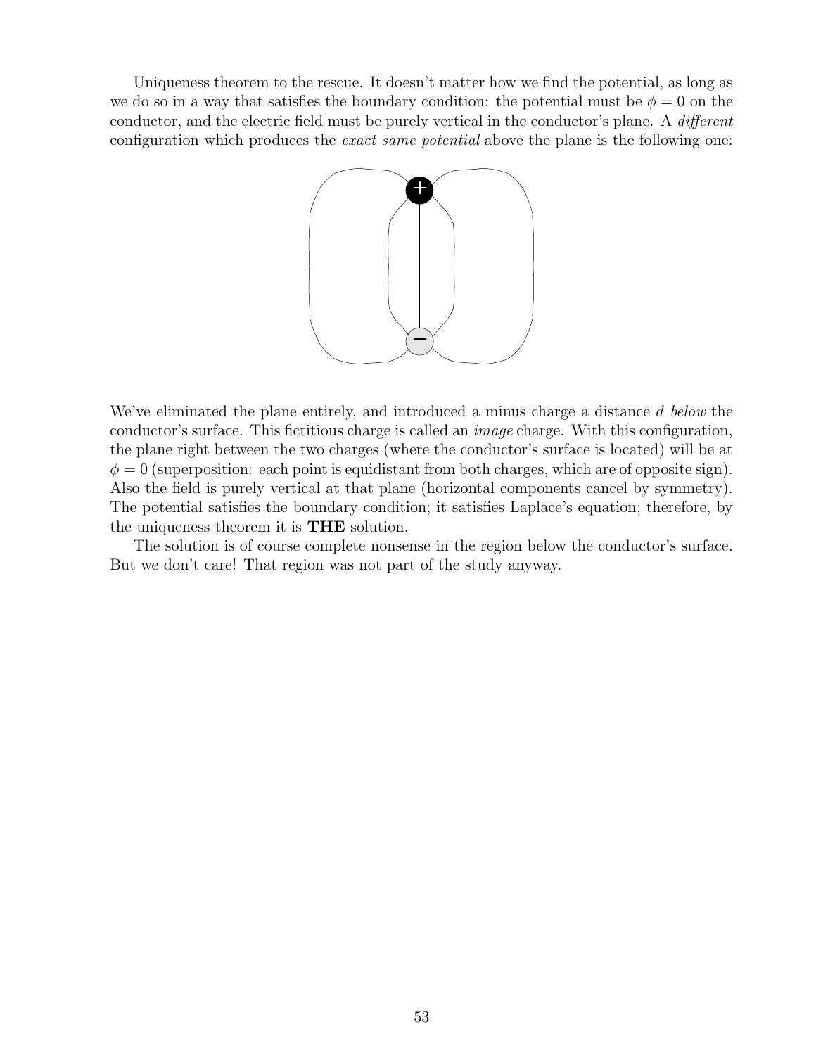Uniqueness theorem to the rescue. It doesn't matter how we find the potential, as long as we do so in a way that satisfies the boundary condition: the potential must be $\phi = 0$ on the conductor, and the electric field must be purely vertical in the conductor's plane. A *different* configuration which produces the *exact same potential* above the plane is the following one:

We've eliminated the plane entirely, and introduced a minus charge a distance $d$ *below* the conductor's surface. This fictitious charge is called an *image* charge. With this configuration, the plane right between the two charges (where the conductor's surface is located) will be at $\phi = 0$ (superposition: each point is equidistant from both charges, which are of opposite sign). Also the field is purely vertical at that plane (horizontal components cancel by symmetry). The potential satisfies the boundary condition; it satisfies Laplace's equation; therefore, by the uniqueness theorem it is **THE** solution.

The solution is of course complete nonsense in the region below the conductor's surface. But we don't care! That region was not part of the study anyway.